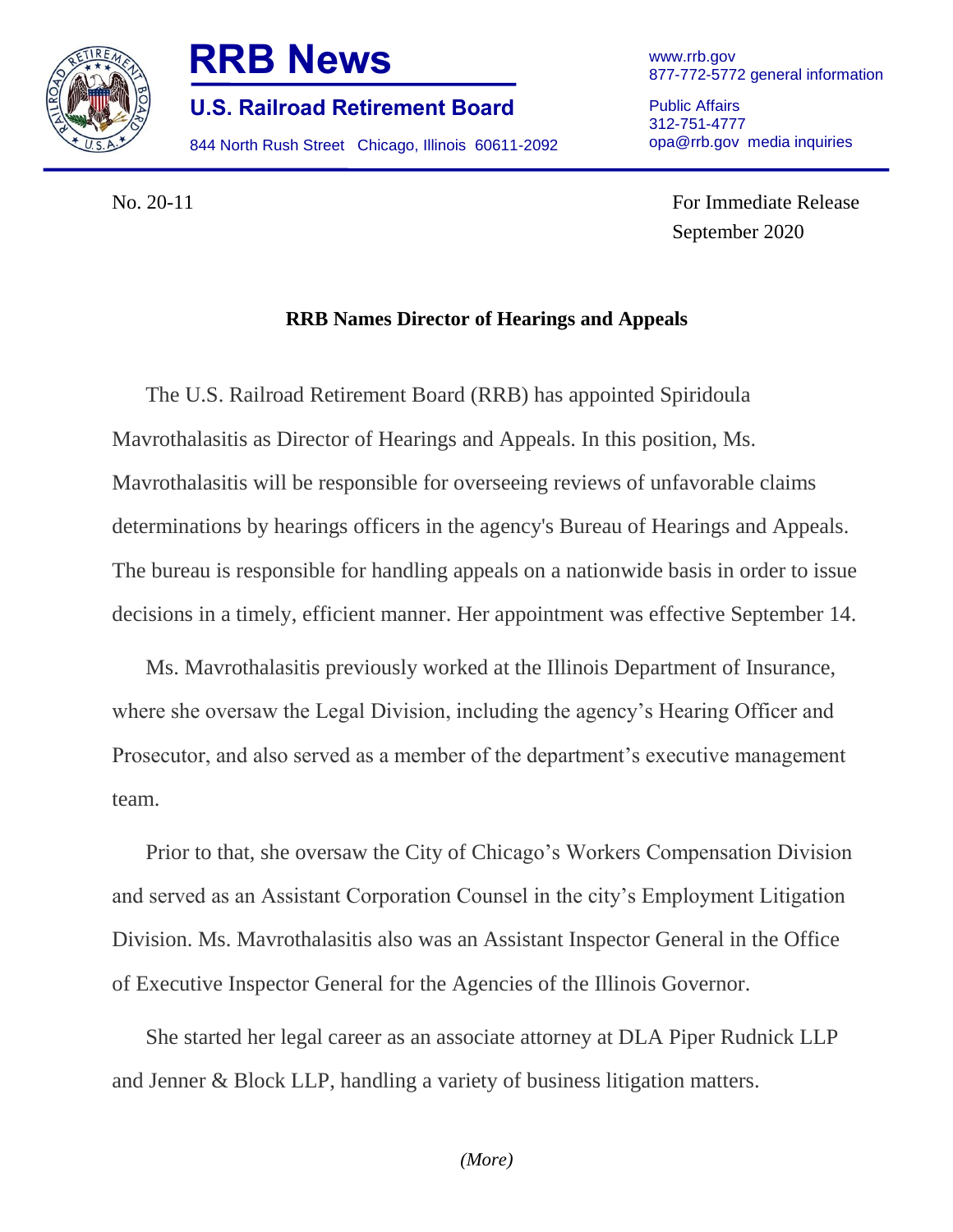# RRB News

## U.S. Railroad Retirement Board

844 North Rush Street Chicago, Illinois 60611-2092

www.rrb.gov
877-772-5772 general information

Public Affairs
312-751-4777
opa@rrb.gov media inquiries

No. 20-11

For Immediate Release
September 2020

**RRB Names Director of Hearings and Appeals**

The U.S. Railroad Retirement Board (RRB) has appointed Spiridoula Mavrothalasitis as Director of Hearings and Appeals. In this position, Ms. Mavrothalasitis will be responsible for overseeing reviews of unfavorable claims determinations by hearings officers in the agency's Bureau of Hearings and Appeals. The bureau is responsible for handling appeals on a nationwide basis in order to issue decisions in a timely, efficient manner. Her appointment was effective September 14.

Ms. Mavrothalasitis previously worked at the Illinois Department of Insurance, where she oversaw the Legal Division, including the agency's Hearing Officer and Prosecutor, and also served as a member of the department's executive management team.

Prior to that, she oversaw the City of Chicago's Workers Compensation Division and served as an Assistant Corporation Counsel in the city's Employment Litigation Division. Ms. Mavrothalasitis also was an Assistant Inspector General in the Office of Executive Inspector General for the Agencies of the Illinois Governor.

She started her legal career as an associate attorney at DLA Piper Rudnick LLP and Jenner & Block LLP, handling a variety of business litigation matters.

*(More)*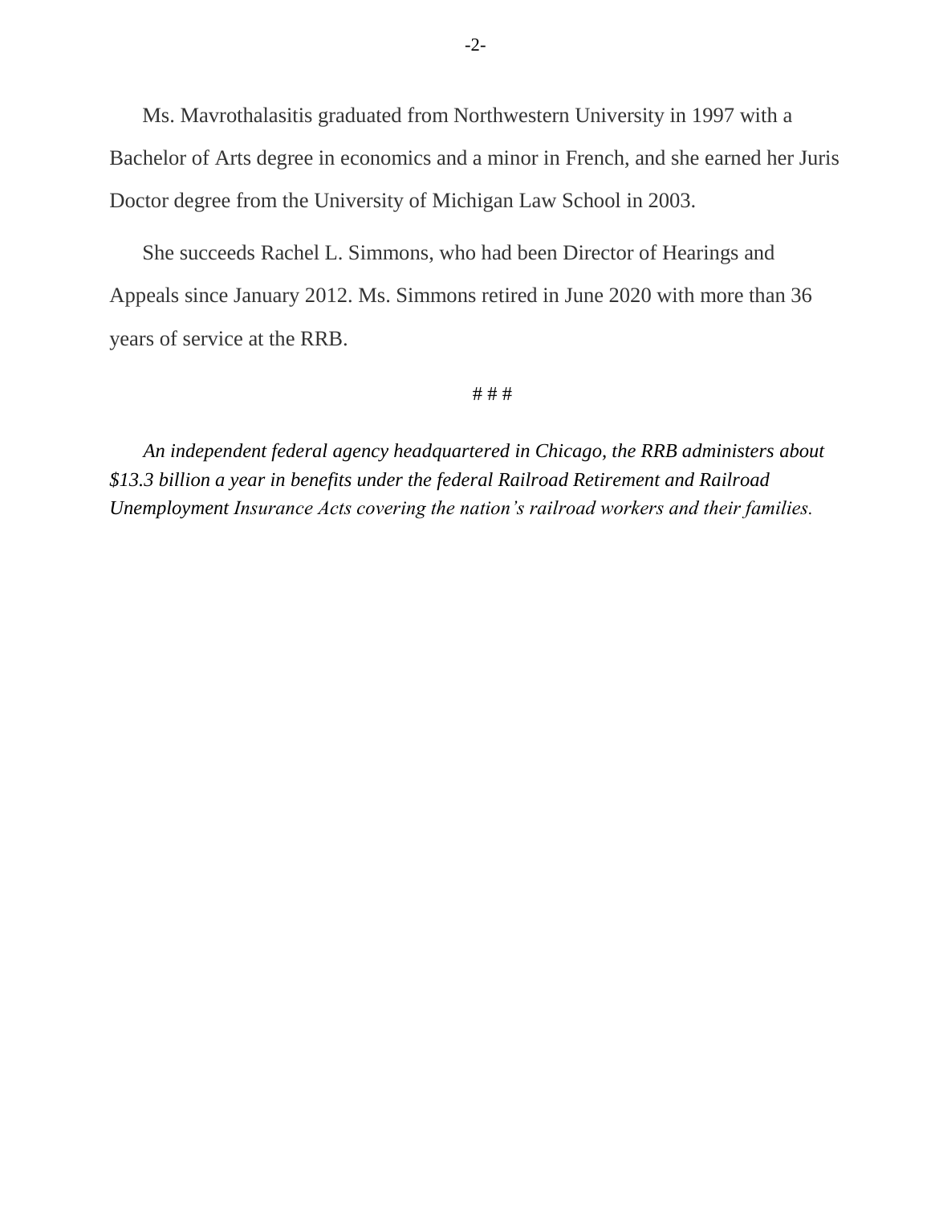Ms. Mavrothalasitis graduated from Northwestern University in 1997 with a Bachelor of Arts degree in economics and a minor in French, and she earned her Juris Doctor degree from the University of Michigan Law School in 2003.

She succeeds Rachel L. Simmons, who had been Director of Hearings and Appeals since January 2012. Ms. Simmons retired in June 2020 with more than 36 years of service at the RRB.

# # #

*An independent federal agency headquartered in Chicago, the RRB administers about $13.3 billion a year in benefits under the federal Railroad Retirement and Railroad Unemployment Insurance Acts covering the nation's railroad workers and their families.*